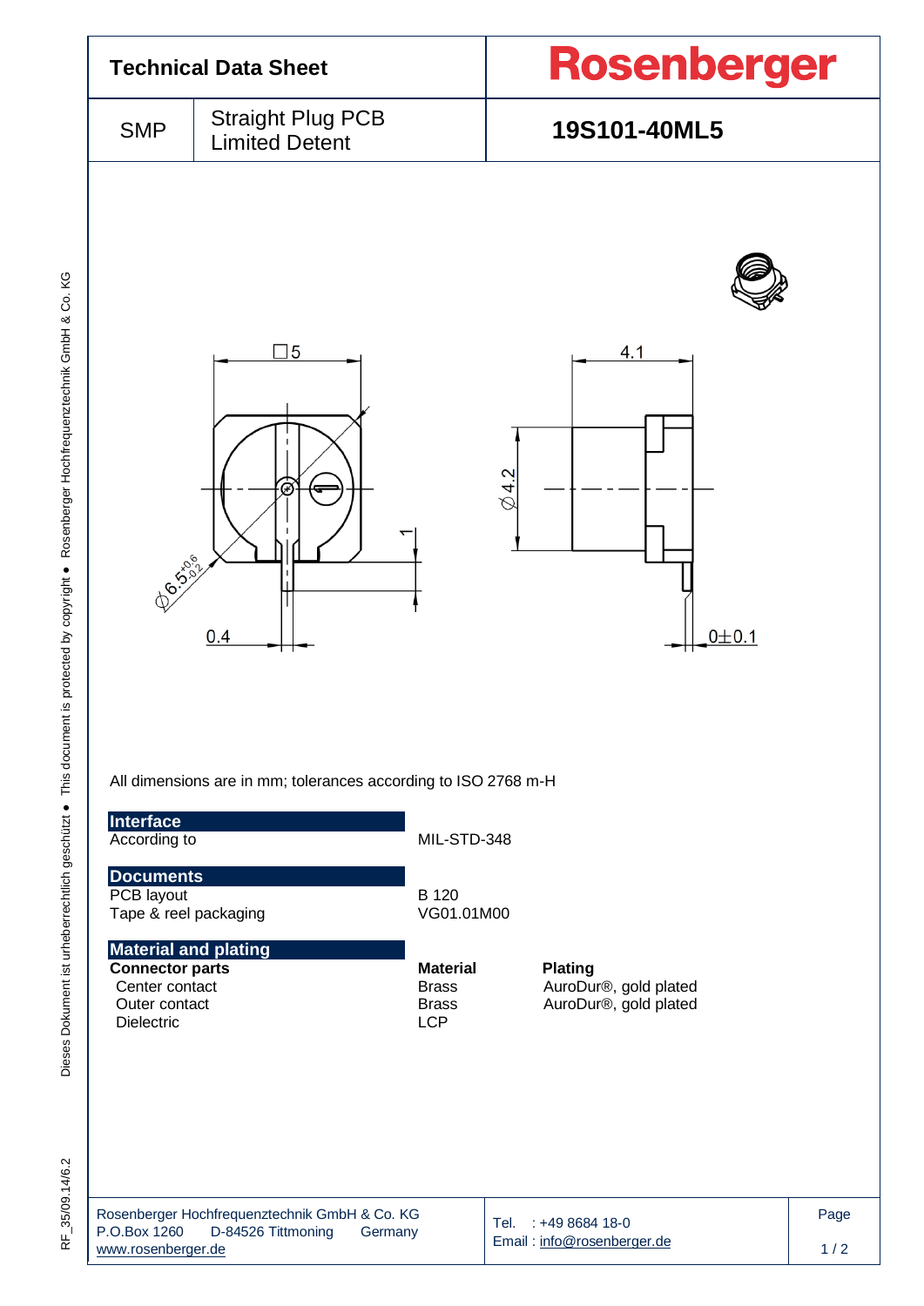# Technical Data Sheet

**Rosenberger**

| SMP | Straight Plug PCB Limited Detent | **19S101-40ML5** |
|---|---|---|

All dimensions are in mm; tolerances according to ISO 2768 m-H

## Interface

| | |
|---|---|
| According to | MIL-STD-348 |

## Documents

| | |
|---|---|
| PCB layout | B 120 |
| Tape & reel packaging | VG01.01M00 |

## Material and plating

| **Connector parts** | **Material** | **Plating** |
|---|---|---|
| Center contact | Brass | AuroDur®, gold plated |
| Outer contact | Brass | AuroDur®, gold plated |
| Dielectric | LCP | |

Rosenberger Hochfrequenztechnik GmbH & Co. KG
P.O.Box 1260 D-84526 Tittmoning Germany
www.rosenberger.de

Tel. : +49 8684 18-0
Email : info@rosenberger.de

Dieses Dokument ist urheberrechtlich geschützt ● This document is protected by copyright ● Rosenberger Hochfrequenztechnik GmbH & Co. KG

RF_35/09.14/6.2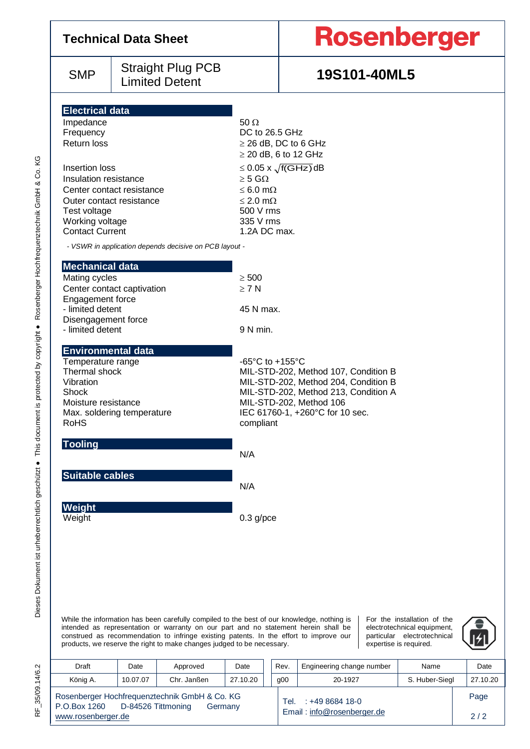# Technical Data Sheet

**Rosenberger**

| | | |
|---|---|---|
| SMP | Straight Plug PCB Limited Detent | **19S101-40ML5** |

## Electrical data

| | |
|---|---|
| Impedance | 50 Ω |
| Frequency | DC to 26.5 GHz |
| Return loss | ≥ 26 dB, DC to 6 GHz |
| | ≥ 20 dB, 6 to 12 GHz |
| Insertion loss | ≤ 0.05 x $\sqrt{f(GHz)}$ dB |
| Insulation resistance | ≥ 5 GΩ |
| Center contact resistance | ≤ 6.0 mΩ |
| Outer contact resistance | ≤ 2.0 mΩ |
| Test voltage | 500 V rms |
| Working voltage | 335 V rms |
| Contact Current | 1.2A DC max. |

*- VSWR in application depends decisive on PCB layout -*

## Mechanical data

| | |
|---|---|
| Mating cycles | ≥ 500 |
| Center contact captivation | ≥ 7 N |
| Engagement force | |
| - limited detent | 45 N max. |
| Disengagement force | |
| - limited detent | 9 N min. |

## Environmental data

| | |
|---|---|
| Temperature range | -65°C to +155°C |
| Thermal shock | MIL-STD-202, Method 107, Condition B |
| Vibration | MIL-STD-202, Method 204, Condition B |
| Shock | MIL-STD-202, Method 213, Condition A |
| Moisture resistance | MIL-STD-202, Method 106 |
| Max. soldering temperature | IEC 61760-1, +260°C for 10 sec. |
| RoHS | compliant |

## Tooling

N/A

## Suitable cables

N/A

## Weight

| | |
|---|---|
| Weight | 0.3 g/pce |

While the information has been carefully compiled to the best of our knowledge, nothing is intended as representation or warranty on our part and no statement herein shall be construed as recommendation to infringe existing patents. In the effort to improve our products, we reserve the right to make changes judged to be necessary.

For the installation of the electrotechnical equipment, particular electrotechnical expertise is required.

| Draft | Date | Approved | Date | Rev. | Engineering change number | Name | Date |
|---|---|---|---|---|---|---|---|
| König A. | 10.07.07 | Chr. Janßen | 27.10.20 | g00 | 20-1927 | S. Huber-Siegl | 27.10.20 |

Rosenberger Hochfrequenztechnik GmbH & Co. KG
P.O.Box 1260 D-84526 Tittmoning Germany
www.rosenberger.de

Tel. : +49 8684 18-0
Email : info@rosenberger.de

RF_35/09.14/6.2

Dieses Dokument ist urheberrechtlich geschützt ● This document is protected by copyright ● Rosenberger Hochfrequenztechnik GmbH & Co. KG